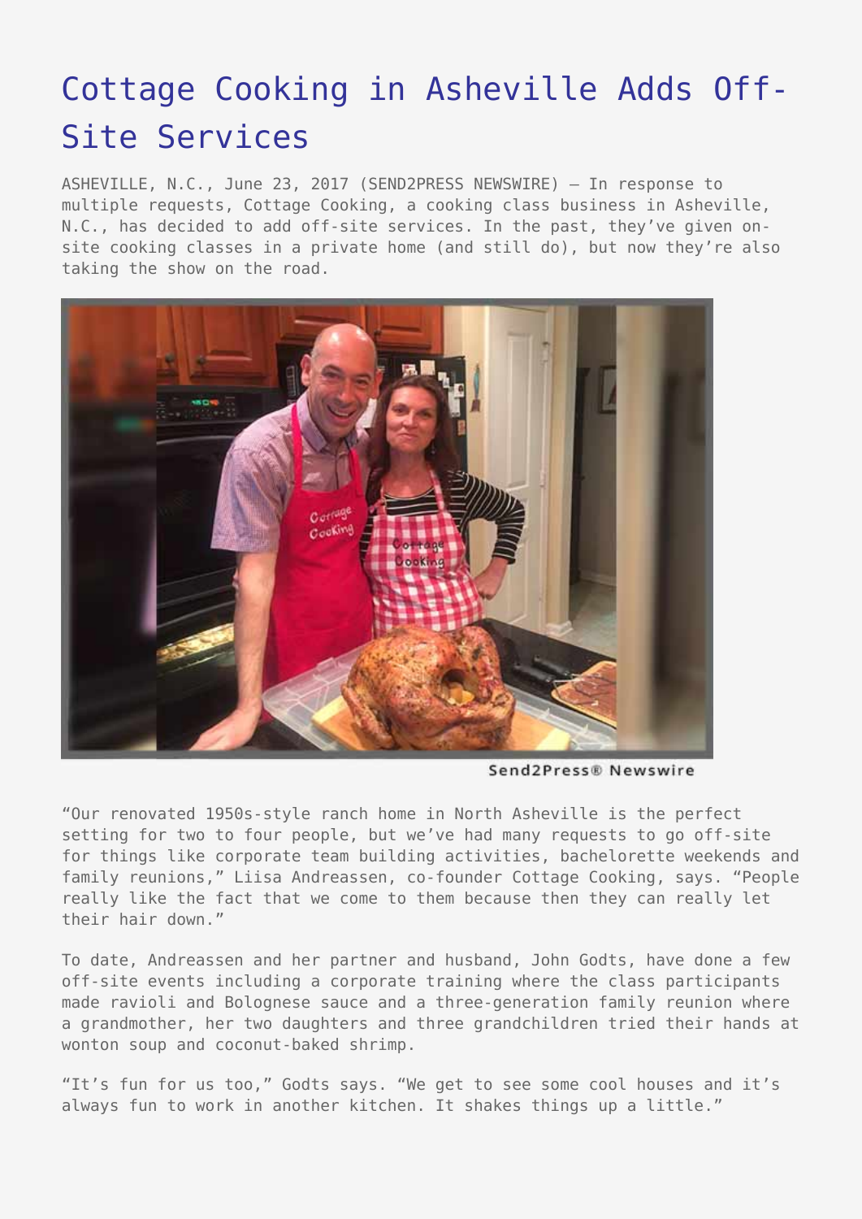# Cottage Cooking in Asheville Adds Off-Site Services

ASHEVILLE, N.C., June 23, 2017 (SEND2PRESS NEWSWIRE) — In response to multiple requests, Cottage Cooking, a cooking class business in Asheville, N.C., has decided to add off-site services. In the past, they've given on-site cooking classes in a private home (and still do), but now they're also taking the show on the road.

"Our renovated 1950s-style ranch home in North Asheville is the perfect setting for two to four people, but we've had many requests to go off-site for things like corporate team building activities, bachelorette weekends and family reunions," Liisa Andreassen, co-founder Cottage Cooking, says. "People really like the fact that we come to them because then they can really let their hair down."

To date, Andreassen and her partner and husband, John Godts, have done a few off-site events including a corporate training where the class participants made ravioli and Bolognese sauce and a three-generation family reunion where a grandmother, her two daughters and three grandchildren tried their hands at wonton soup and coconut-baked shrimp.

"It's fun for us too," Godts says. "We get to see some cool houses and it's always fun to work in another kitchen. It shakes things up a little."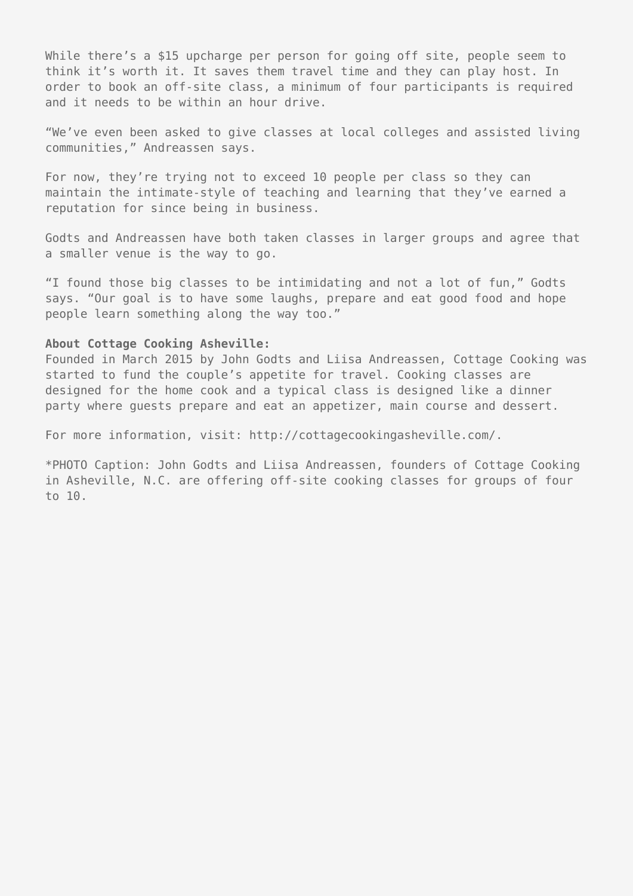While there's a $15 upcharge per person for going off site, people seem to think it's worth it. It saves them travel time and they can play host. In order to book an off-site class, a minimum of four participants is required and it needs to be within an hour drive.

"We've even been asked to give classes at local colleges and assisted living communities," Andreassen says.

For now, they're trying not to exceed 10 people per class so they can maintain the intimate-style of teaching and learning that they've earned a reputation for since being in business.

Godts and Andreassen have both taken classes in larger groups and agree that a smaller venue is the way to go.

"I found those big classes to be intimidating and not a lot of fun," Godts says. "Our goal is to have some laughs, prepare and eat good food and hope people learn something along the way too."

**About Cottage Cooking Asheville:**
Founded in March 2015 by John Godts and Liisa Andreassen, Cottage Cooking was started to fund the couple's appetite for travel. Cooking classes are designed for the home cook and a typical class is designed like a dinner party where guests prepare and eat an appetizer, main course and dessert.

For more information, visit: http://cottagecookingasheville.com/.

*PHOTO Caption: John Godts and Liisa Andreassen, founders of Cottage Cooking in Asheville, N.C. are offering off-site cooking classes for groups of four to 10.